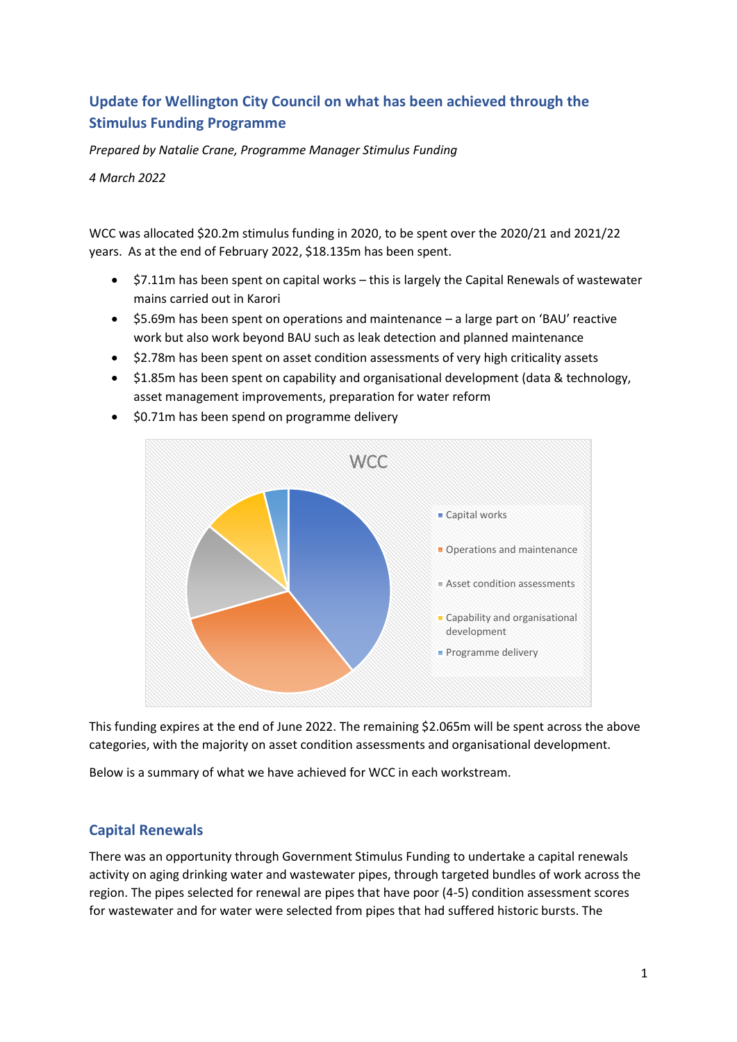# Update for Wellington City Council on what has been achieved through the Stimulus Funding Programme

*Prepared by Natalie Crane, Programme Manager Stimulus Funding*

*4 March 2022*

WCC was allocated $20.2m stimulus funding in 2020, to be spent over the 2020/21 and 2021/22 years. As at the end of February 2022, $18.135m has been spent.

- $7.11m has been spent on capital works – this is largely the Capital Renewals of wastewater mains carried out in Karori
- $5.69m has been spent on operations and maintenance – a large part on 'BAU' reactive work but also work beyond BAU such as leak detection and planned maintenance
- $2.78m has been spent on asset condition assessments of very high criticality assets
- $1.85m has been spent on capability and organisational development (data & technology, asset management improvements, preparation for water reform
- $0.71m has been spend on programme delivery

This funding expires at the end of June 2022. The remaining $2.065m will be spent across the above categories, with the majority on asset condition assessments and organisational development.

Below is a summary of what we have achieved for WCC in each workstream.

## Capital Renewals

There was an opportunity through Government Stimulus Funding to undertake a capital renewals activity on aging drinking water and wastewater pipes, through targeted bundles of work across the region. The pipes selected for renewal are pipes that have poor (4-5) condition assessment scores for wastewater and for water were selected from pipes that had suffered historic bursts. The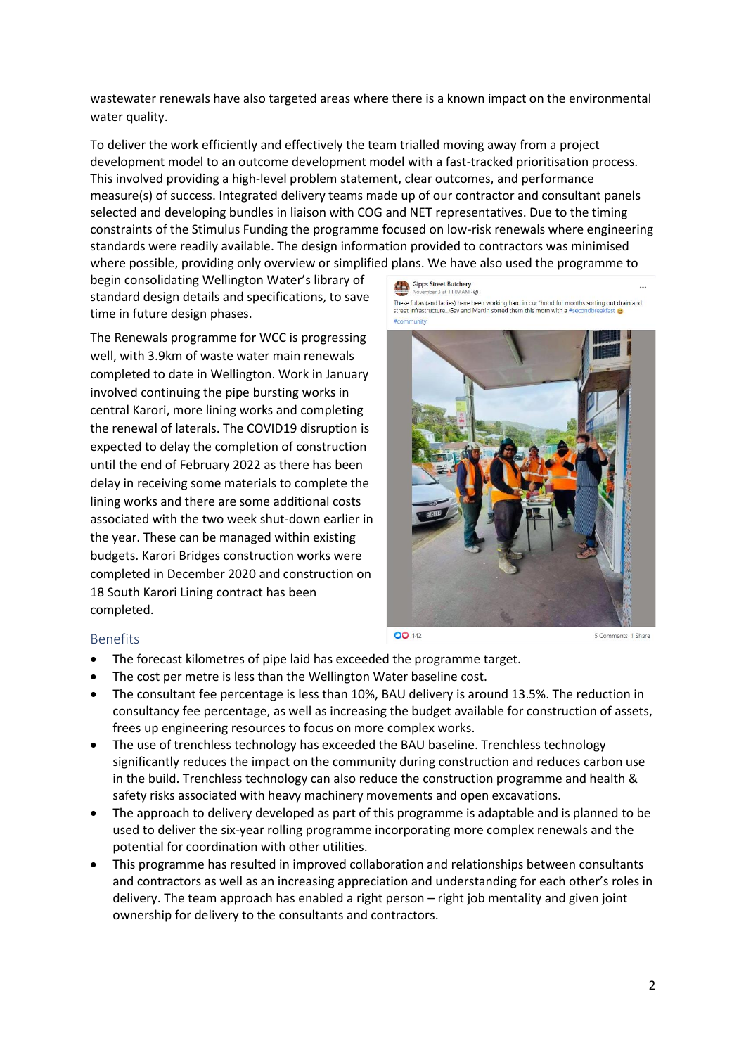wastewater renewals have also targeted areas where there is a known impact on the environmental water quality.

To deliver the work efficiently and effectively the team trialled moving away from a project development model to an outcome development model with a fast-tracked prioritisation process. This involved providing a high-level problem statement, clear outcomes, and performance measure(s) of success. Integrated delivery teams made up of our contractor and consultant panels selected and developing bundles in liaison with COG and NET representatives. Due to the timing constraints of the Stimulus Funding the programme focused on low-risk renewals where engineering standards were readily available. The design information provided to contractors was minimised where possible, providing only overview or simplified plans. We have also used the programme to begin consolidating Wellington Water's library of standard design details and specifications, to save time in future design phases.

The Renewals programme for WCC is progressing well, with 3.9km of waste water main renewals completed to date in Wellington. Work in January involved continuing the pipe bursting works in central Karori, more lining works and completing the renewal of laterals. The COVID19 disruption is expected to delay the completion of construction until the end of February 2022 as there has been delay in receiving some materials to complete the lining works and there are some additional costs associated with the two week shut-down earlier in the year. These can be managed within existing budgets. Karori Bridges construction works were completed in December 2020 and construction on 18 South Karori Lining contract has been completed.

## Benefits

- The forecast kilometres of pipe laid has exceeded the programme target.
- The cost per metre is less than the Wellington Water baseline cost.
- The consultant fee percentage is less than 10%, BAU delivery is around 13.5%. The reduction in consultancy fee percentage, as well as increasing the budget available for construction of assets, frees up engineering resources to focus on more complex works.
- The use of trenchless technology has exceeded the BAU baseline. Trenchless technology significantly reduces the impact on the community during construction and reduces carbon use in the build. Trenchless technology can also reduce the construction programme and health & safety risks associated with heavy machinery movements and open excavations.
- The approach to delivery developed as part of this programme is adaptable and is planned to be used to deliver the six-year rolling programme incorporating more complex renewals and the potential for coordination with other utilities.
- This programme has resulted in improved collaboration and relationships between consultants and contractors as well as an increasing appreciation and understanding for each other's roles in delivery. The team approach has enabled a right person – right job mentality and given joint ownership for delivery to the consultants and contractors.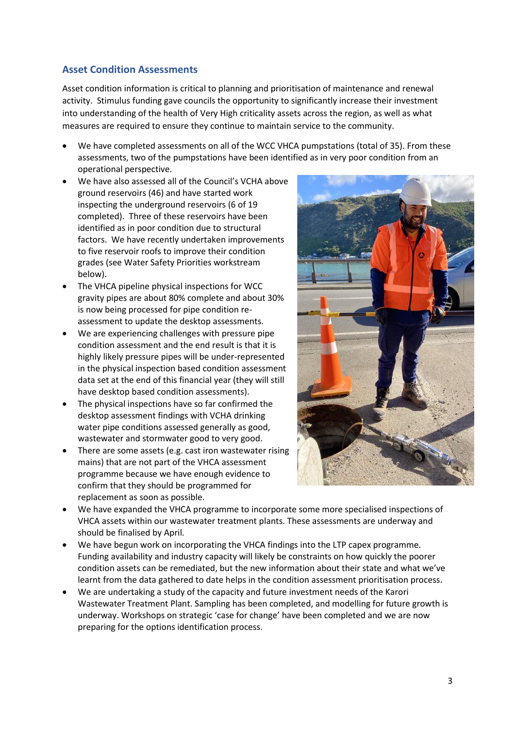## Asset Condition Assessments

Asset condition information is critical to planning and prioritisation of maintenance and renewal activity. Stimulus funding gave councils the opportunity to significantly increase their investment into understanding of the health of Very High criticality assets across the region, as well as what measures are required to ensure they continue to maintain service to the community.

- We have completed assessments on all of the WCC VHCA pumpstations (total of 35). From these assessments, two of the pumpstations have been identified as in very poor condition from an operational perspective.
- We have also assessed all of the Council's VCHA above ground reservoirs (46) and have started work inspecting the underground reservoirs (6 of 19 completed). Three of these reservoirs have been identified as in poor condition due to structural factors. We have recently undertaken improvements to five reservoir roofs to improve their condition grades (see Water Safety Priorities workstream below).
- The VHCA pipeline physical inspections for WCC gravity pipes are about 80% complete and about 30% is now being processed for pipe condition re-assessment to update the desktop assessments.
- We are experiencing challenges with pressure pipe condition assessment and the end result is that it is highly likely pressure pipes will be under-represented in the physical inspection based condition assessment data set at the end of this financial year (they will still have desktop based condition assessments).
- The physical inspections have so far confirmed the desktop assessment findings with VCHA drinking water pipe conditions assessed generally as good, wastewater and stormwater good to very good.
- There are some assets (e.g. cast iron wastewater rising mains) that are not part of the VHCA assessment programme because we have enough evidence to confirm that they should be programmed for replacement as soon as possible.
- We have expanded the VHCA programme to incorporate some more specialised inspections of VHCA assets within our wastewater treatment plants. These assessments are underway and should be finalised by April.
- We have begun work on incorporating the VHCA findings into the LTP capex programme. Funding availability and industry capacity will likely be constraints on how quickly the poorer condition assets can be remediated, but the new information about their state and what we've learnt from the data gathered to date helps in the condition assessment prioritisation process.
- We are undertaking a study of the capacity and future investment needs of the Karori Wastewater Treatment Plant. Sampling has been completed, and modelling for future growth is underway. Workshops on strategic 'case for change' have been completed and we are now preparing for the options identification process.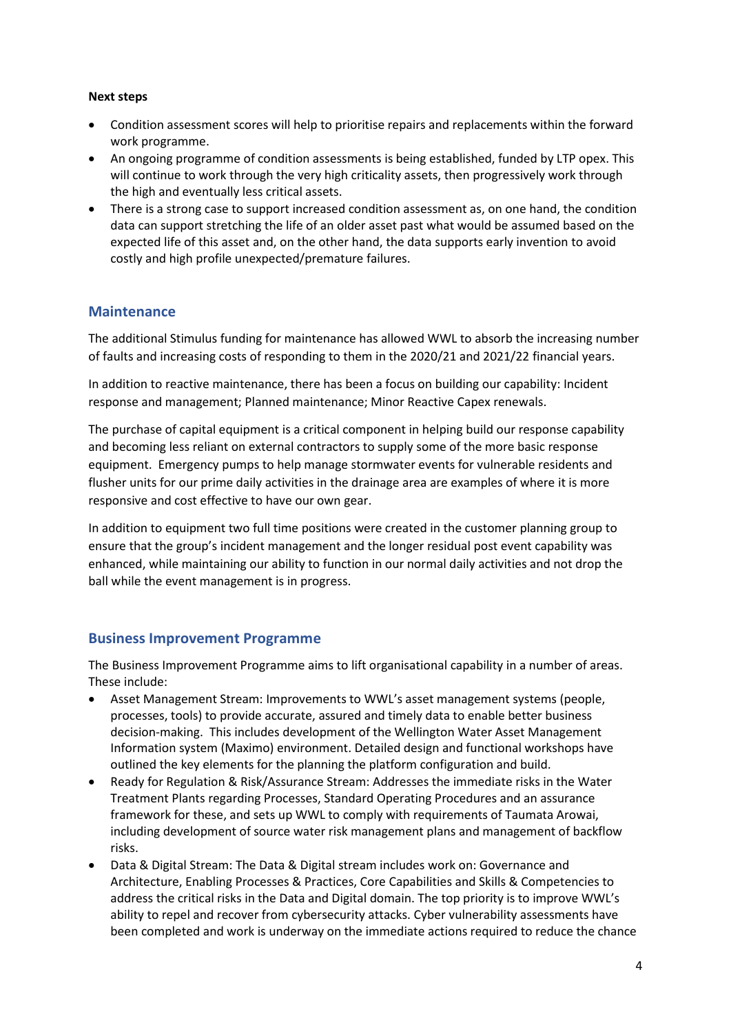**Next steps**

- Condition assessment scores will help to prioritise repairs and replacements within the forward work programme.
- An ongoing programme of condition assessments is being established, funded by LTP opex. This will continue to work through the very high criticality assets, then progressively work through the high and eventually less critical assets.
- There is a strong case to support increased condition assessment as, on one hand, the condition data can support stretching the life of an older asset past what would be assumed based on the expected life of this asset and, on the other hand, the data supports early invention to avoid costly and high profile unexpected/premature failures.

## Maintenance

The additional Stimulus funding for maintenance has allowed WWL to absorb the increasing number of faults and increasing costs of responding to them in the 2020/21 and 2021/22 financial years.

In addition to reactive maintenance, there has been a focus on building our capability: Incident response and management; Planned maintenance; Minor Reactive Capex renewals.

The purchase of capital equipment is a critical component in helping build our response capability and becoming less reliant on external contractors to supply some of the more basic response equipment. Emergency pumps to help manage stormwater events for vulnerable residents and flusher units for our prime daily activities in the drainage area are examples of where it is more responsive and cost effective to have our own gear.

In addition to equipment two full time positions were created in the customer planning group to ensure that the group's incident management and the longer residual post event capability was enhanced, while maintaining our ability to function in our normal daily activities and not drop the ball while the event management is in progress.

## Business Improvement Programme

The Business Improvement Programme aims to lift organisational capability in a number of areas. These include:

- Asset Management Stream: Improvements to WWL's asset management systems (people, processes, tools) to provide accurate, assured and timely data to enable better business decision-making. This includes development of the Wellington Water Asset Management Information system (Maximo) environment. Detailed design and functional workshops have outlined the key elements for the planning the platform configuration and build.
- Ready for Regulation & Risk/Assurance Stream: Addresses the immediate risks in the Water Treatment Plants regarding Processes, Standard Operating Procedures and an assurance framework for these, and sets up WWL to comply with requirements of Taumata Arowai, including development of source water risk management plans and management of backflow risks.
- Data & Digital Stream: The Data & Digital stream includes work on: Governance and Architecture, Enabling Processes & Practices, Core Capabilities and Skills & Competencies to address the critical risks in the Data and Digital domain. The top priority is to improve WWL's ability to repel and recover from cybersecurity attacks. Cyber vulnerability assessments have been completed and work is underway on the immediate actions required to reduce the chance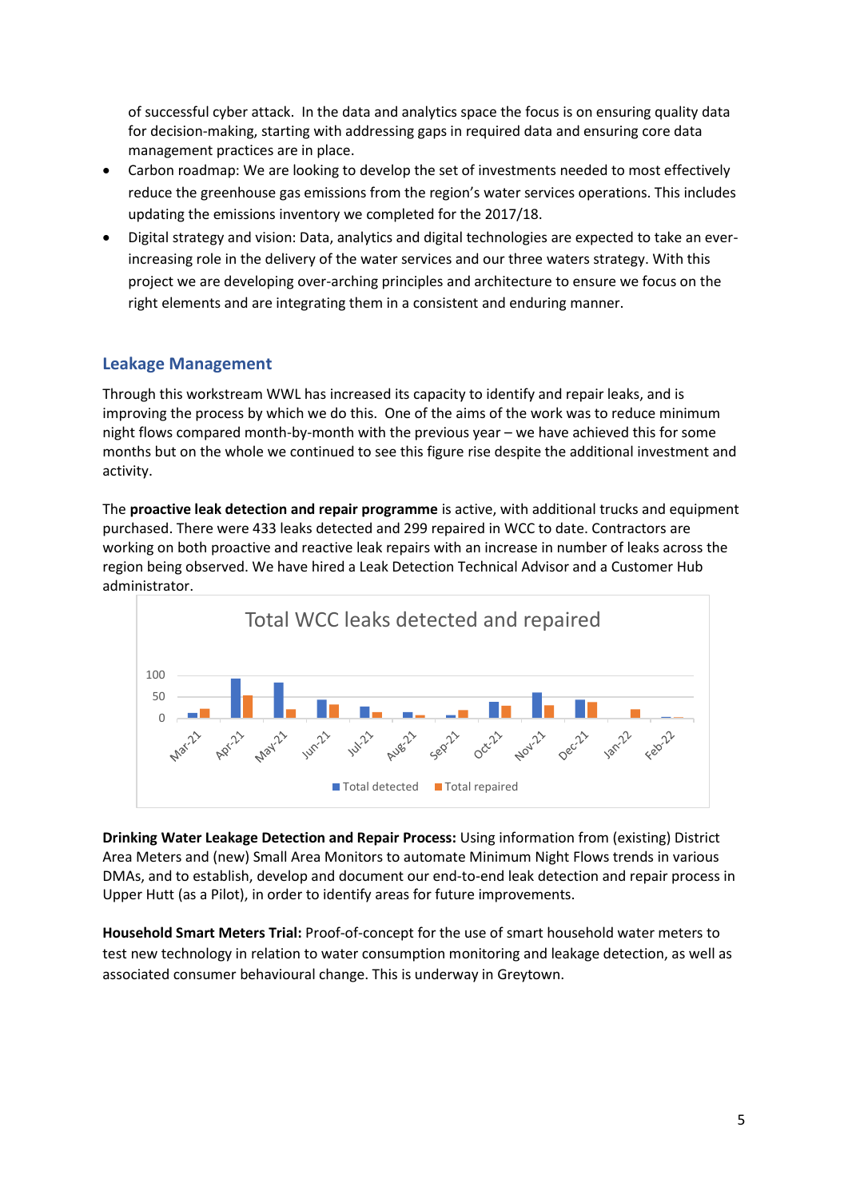of successful cyber attack. In the data and analytics space the focus is on ensuring quality data for decision-making, starting with addressing gaps in required data and ensuring core data management practices are in place.

- Carbon roadmap: We are looking to develop the set of investments needed to most effectively reduce the greenhouse gas emissions from the region's water services operations. This includes updating the emissions inventory we completed for the 2017/18.
- Digital strategy and vision: Data, analytics and digital technologies are expected to take an ever-increasing role in the delivery of the water services and our three waters strategy. With this project we are developing over-arching principles and architecture to ensure we focus on the right elements and are integrating them in a consistent and enduring manner.

## Leakage Management

Through this workstream WWL has increased its capacity to identify and repair leaks, and is improving the process by which we do this. One of the aims of the work was to reduce minimum night flows compared month-by-month with the previous year – we have achieved this for some months but on the whole we continued to see this figure rise despite the additional investment and activity.

The **proactive leak detection and repair programme** is active, with additional trucks and equipment purchased. There were 433 leaks detected and 299 repaired in WCC to date. Contractors are working on both proactive and reactive leak repairs with an increase in number of leaks across the region being observed. We have hired a Leak Detection Technical Advisor and a Customer Hub administrator.

Total WCC leaks detected and repaired

**Drinking Water Leakage Detection and Repair Process:** Using information from (existing) District Area Meters and (new) Small Area Monitors to automate Minimum Night Flows trends in various DMAs, and to establish, develop and document our end-to-end leak detection and repair process in Upper Hutt (as a Pilot), in order to identify areas for future improvements.

**Household Smart Meters Trial:** Proof-of-concept for the use of smart household water meters to test new technology in relation to water consumption monitoring and leakage detection, as well as associated consumer behavioural change. This is underway in Greytown.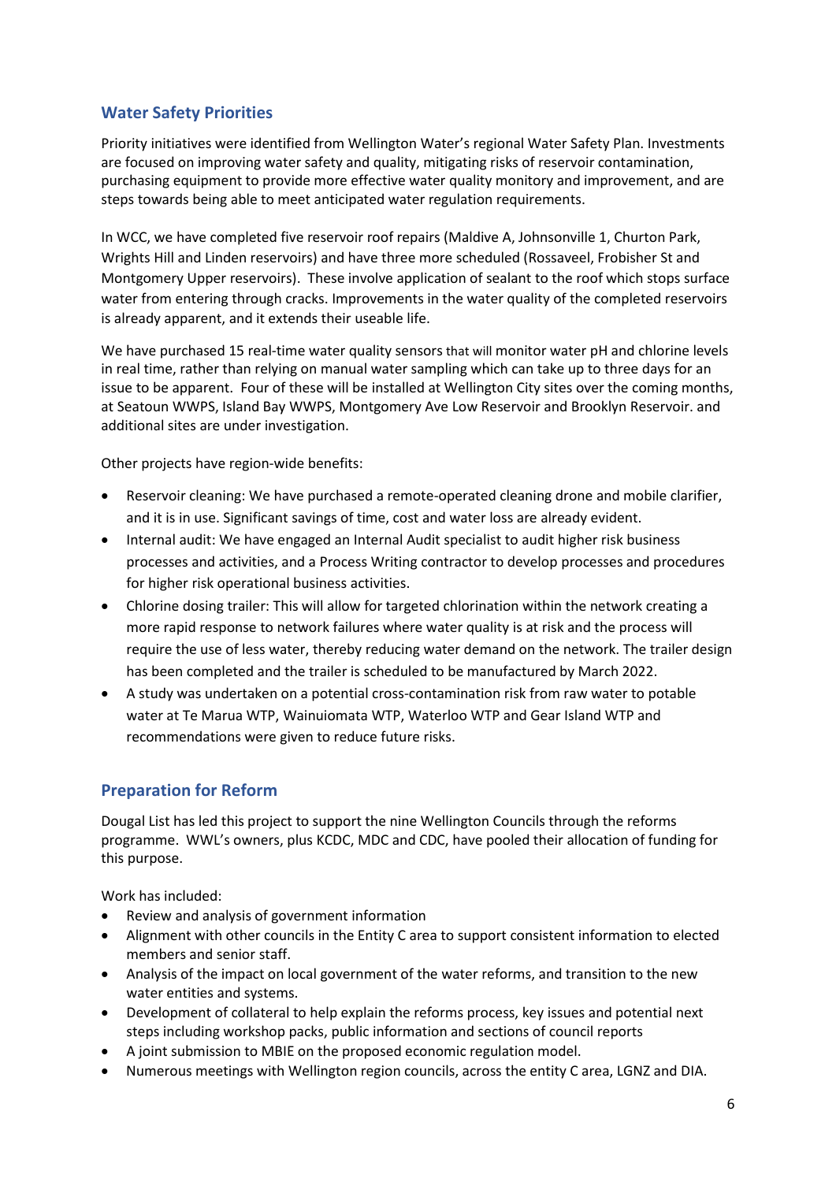## Water Safety Priorities

Priority initiatives were identified from Wellington Water's regional Water Safety Plan. Investments are focused on improving water safety and quality, mitigating risks of reservoir contamination, purchasing equipment to provide more effective water quality monitory and improvement, and are steps towards being able to meet anticipated water regulation requirements.

In WCC, we have completed five reservoir roof repairs (Maldive A, Johnsonville 1, Churton Park, Wrights Hill and Linden reservoirs) and have three more scheduled (Rossaveel, Frobisher St and Montgomery Upper reservoirs). These involve application of sealant to the roof which stops surface water from entering through cracks. Improvements in the water quality of the completed reservoirs is already apparent, and it extends their useable life.

We have purchased 15 real-time water quality sensors that will monitor water pH and chlorine levels in real time, rather than relying on manual water sampling which can take up to three days for an issue to be apparent. Four of these will be installed at Wellington City sites over the coming months, at Seatoun WWPS, Island Bay WWPS, Montgomery Ave Low Reservoir and Brooklyn Reservoir. and additional sites are under investigation.

Other projects have region-wide benefits:

- Reservoir cleaning: We have purchased a remote-operated cleaning drone and mobile clarifier, and it is in use. Significant savings of time, cost and water loss are already evident.
- Internal audit: We have engaged an Internal Audit specialist to audit higher risk business processes and activities, and a Process Writing contractor to develop processes and procedures for higher risk operational business activities.
- Chlorine dosing trailer: This will allow for targeted chlorination within the network creating a more rapid response to network failures where water quality is at risk and the process will require the use of less water, thereby reducing water demand on the network. The trailer design has been completed and the trailer is scheduled to be manufactured by March 2022.
- A study was undertaken on a potential cross-contamination risk from raw water to potable water at Te Marua WTP, Wainuiomata WTP, Waterloo WTP and Gear Island WTP and recommendations were given to reduce future risks.

## Preparation for Reform

Dougal List has led this project to support the nine Wellington Councils through the reforms programme. WWL's owners, plus KCDC, MDC and CDC, have pooled their allocation of funding for this purpose.

Work has included:

- Review and analysis of government information
- Alignment with other councils in the Entity C area to support consistent information to elected members and senior staff.
- Analysis of the impact on local government of the water reforms, and transition to the new water entities and systems.
- Development of collateral to help explain the reforms process, key issues and potential next steps including workshop packs, public information and sections of council reports
- A joint submission to MBIE on the proposed economic regulation model.
- Numerous meetings with Wellington region councils, across the entity C area, LGNZ and DIA.